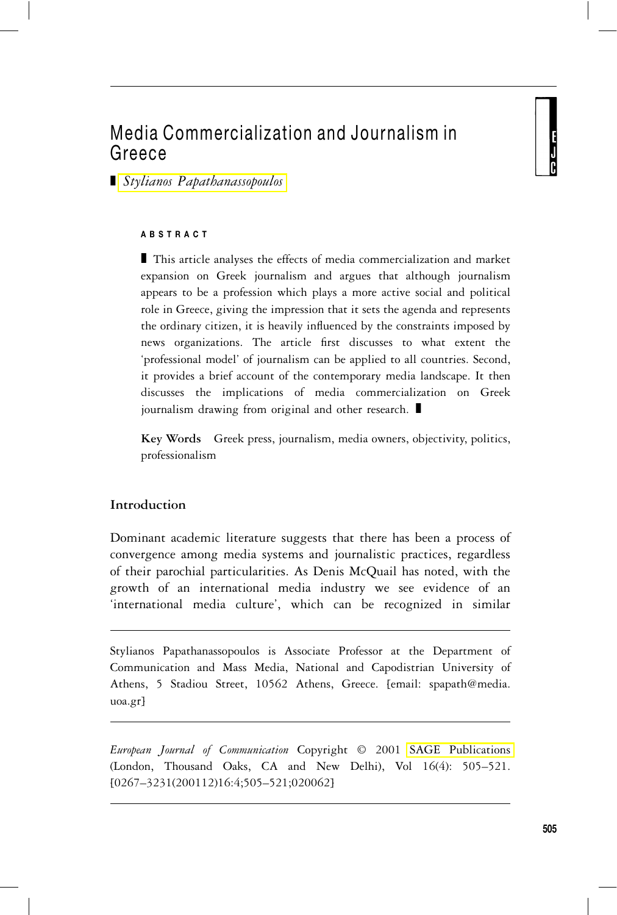# Media Commercialization and Journalism in Greece

*Stylianos Papathanassopoulos*

**ABSTRACT**

This article analyses the effects of media commercialization and market expansion on Greek journalism and argues that although journalism appears to be a profession which plays a more active social and political role in Greece, giving the impression that it sets the agenda and represents the ordinary citizen, it is heavily influenced by the constraints imposed by news organizations. The article first discusses to what extent the 'professional model' of journalism can be applied to all countries. Second, it provides a brief account of the contemporary media landscape. It then discusses the implications of media commercialization on Greek journalism drawing from original and other research.

**Key Words** Greek press, journalism, media owners, objectivity, politics, professionalism

## Introduction

Dominant academic literature suggests that there has been a process of convergence among media systems and journalistic practices, regardless of their parochial particularities. As Denis McQuail has noted, with the growth of an international media industry we see evidence of an 'international media culture', which can be recognized in similar

---

Stylianos Papathanassopoulos is Associate Professor at the Department of Communication and Mass Media, National and Capodistrian University of Athens, 5 Stadiou Street, 10562 Athens, Greece. [email: spapath@media.uoa.gr]

*European Journal of Communication* Copyright © 2001 SAGE Publications (London, Thousand Oaks, CA and New Delhi), Vol 16(4): 505–521. [0267–3231(200112)16:4;505–521;020062]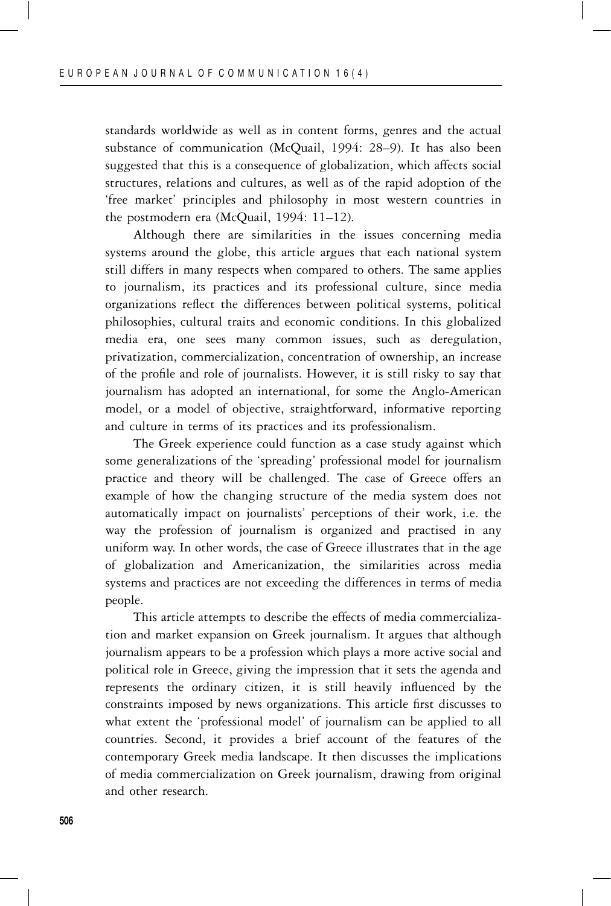standards worldwide as well as in content forms, genres and the actual substance of communication (McQuail, 1994: 28–9). It has also been suggested that this is a consequence of globalization, which affects social structures, relations and cultures, as well as of the rapid adoption of the 'free market' principles and philosophy in most western countries in the postmodern era (McQuail, 1994: 11–12).

Although there are similarities in the issues concerning media systems around the globe, this article argues that each national system still differs in many respects when compared to others. The same applies to journalism, its practices and its professional culture, since media organizations reflect the differences between political systems, political philosophies, cultural traits and economic conditions. In this globalized media era, one sees many common issues, such as deregulation, privatization, commercialization, concentration of ownership, an increase of the profile and role of journalists. However, it is still risky to say that journalism has adopted an international, for some the Anglo-American model, or a model of objective, straightforward, informative reporting and culture in terms of its practices and its professionalism.

The Greek experience could function as a case study against which some generalizations of the 'spreading' professional model for journalism practice and theory will be challenged. The case of Greece offers an example of how the changing structure of the media system does not automatically impact on journalists' perceptions of their work, i.e. the way the profession of journalism is organized and practised in any uniform way. In other words, the case of Greece illustrates that in the age of globalization and Americanization, the similarities across media systems and practices are not exceeding the differences in terms of media people.

This article attempts to describe the effects of media commercialization and market expansion on Greek journalism. It argues that although journalism appears to be a profession which plays a more active social and political role in Greece, giving the impression that it sets the agenda and represents the ordinary citizen, it is still heavily influenced by the constraints imposed by news organizations. This article first discusses to what extent the 'professional model' of journalism can be applied to all countries. Second, it provides a brief account of the features of the contemporary Greek media landscape. It then discusses the implications of media commercialization on Greek journalism, drawing from original and other research.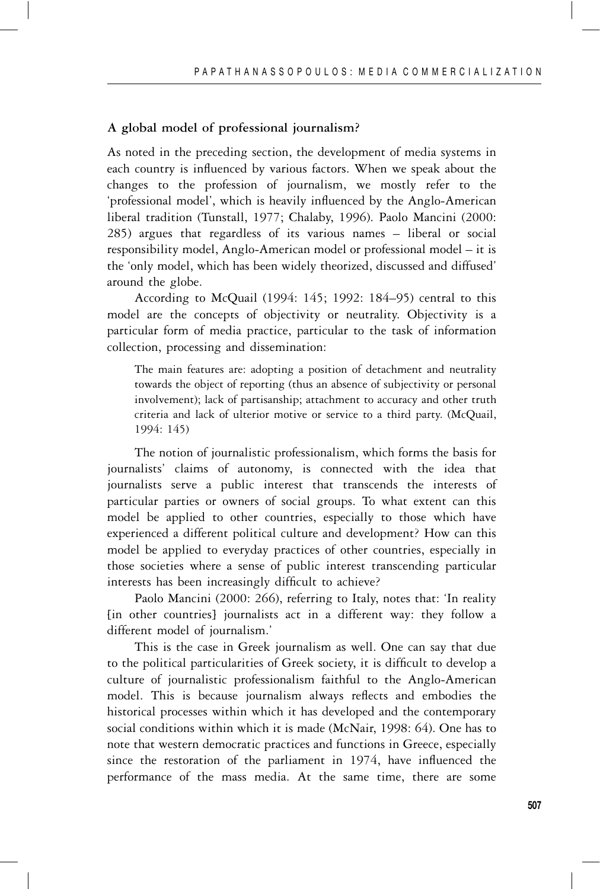### A global model of professional journalism?

As noted in the preceding section, the development of media systems in each country is influenced by various factors. When we speak about the changes to the profession of journalism, we mostly refer to the 'professional model', which is heavily influenced by the Anglo-American liberal tradition (Tunstall, 1977; Chalaby, 1996). Paolo Mancini (2000: 285) argues that regardless of its various names – liberal or social responsibility model, Anglo-American model or professional model – it is the 'only model, which has been widely theorized, discussed and diffused' around the globe.

According to McQuail (1994: 145; 1992: 184–95) central to this model are the concepts of objectivity or neutrality. Objectivity is a particular form of media practice, particular to the task of information collection, processing and dissemination:

> The main features are: adopting a position of detachment and neutrality towards the object of reporting (thus an absence of subjectivity or personal involvement); lack of partisanship; attachment to accuracy and other truth criteria and lack of ulterior motive or service to a third party. (McQuail, 1994: 145)

The notion of journalistic professionalism, which forms the basis for journalists' claims of autonomy, is connected with the idea that journalists serve a public interest that transcends the interests of particular parties or owners of social groups. To what extent can this model be applied to other countries, especially to those which have experienced a different political culture and development? How can this model be applied to everyday practices of other countries, especially in those societies where a sense of public interest transcending particular interests has been increasingly difficult to achieve?

Paolo Mancini (2000: 266), referring to Italy, notes that: 'In reality [in other countries] journalists act in a different way: they follow a different model of journalism.'

This is the case in Greek journalism as well. One can say that due to the political particularities of Greek society, it is difficult to develop a culture of journalistic professionalism faithful to the Anglo-American model. This is because journalism always reflects and embodies the historical processes within which it has developed and the contemporary social conditions within which it is made (McNair, 1998: 64). One has to note that western democratic practices and functions in Greece, especially since the restoration of the parliament in 1974, have influenced the performance of the mass media. At the same time, there are some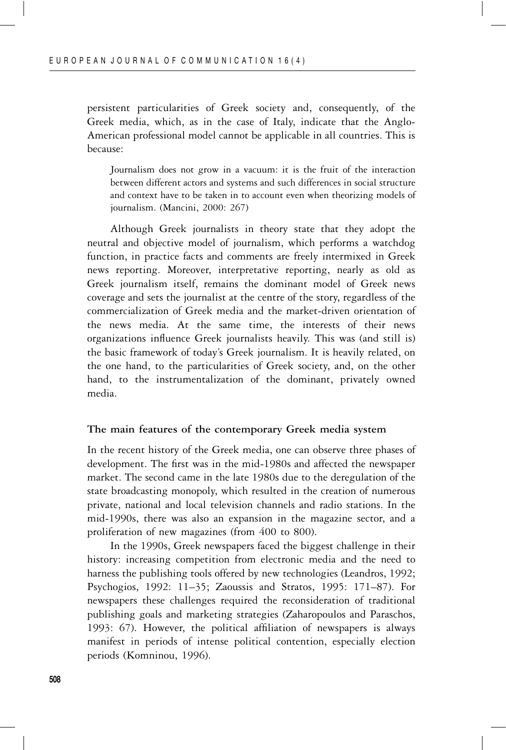persistent particularities of Greek society and, consequently, of the Greek media, which, as in the case of Italy, indicate that the Anglo-American professional model cannot be applicable in all countries. This is because:

> Journalism does not grow in a vacuum: it is the fruit of the interaction between different actors and systems and such differences in social structure and context have to be taken in to account even when theorizing models of journalism. (Mancini, 2000: 267)

Although Greek journalists in theory state that they adopt the neutral and objective model of journalism, which performs a watchdog function, in practice facts and comments are freely intermixed in Greek news reporting. Moreover, interpretative reporting, nearly as old as Greek journalism itself, remains the dominant model of Greek news coverage and sets the journalist at the centre of the story, regardless of the commercialization of Greek media and the market-driven orientation of the news media. At the same time, the interests of their news organizations influence Greek journalists heavily. This was (and still is) the basic framework of today's Greek journalism. It is heavily related, on the one hand, to the particularities of Greek society, and, on the other hand, to the instrumentalization of the dominant, privately owned media.

## The main features of the contemporary Greek media system

In the recent history of the Greek media, one can observe three phases of development. The first was in the mid-1980s and affected the newspaper market. The second came in the late 1980s due to the deregulation of the state broadcasting monopoly, which resulted in the creation of numerous private, national and local television channels and radio stations. In the mid-1990s, there was also an expansion in the magazine sector, and a proliferation of new magazines (from 400 to 800).

In the 1990s, Greek newspapers faced the biggest challenge in their history: increasing competition from electronic media and the need to harness the publishing tools offered by new technologies (Leandros, 1992; Psychogios, 1992: 11–35; Zaoussis and Stratos, 1995: 171–87). For newspapers these challenges required the reconsideration of traditional publishing goals and marketing strategies (Zaharopoulos and Paraschos, 1993: 67). However, the political affiliation of newspapers is always manifest in periods of intense political contention, especially election periods (Komninou, 1996).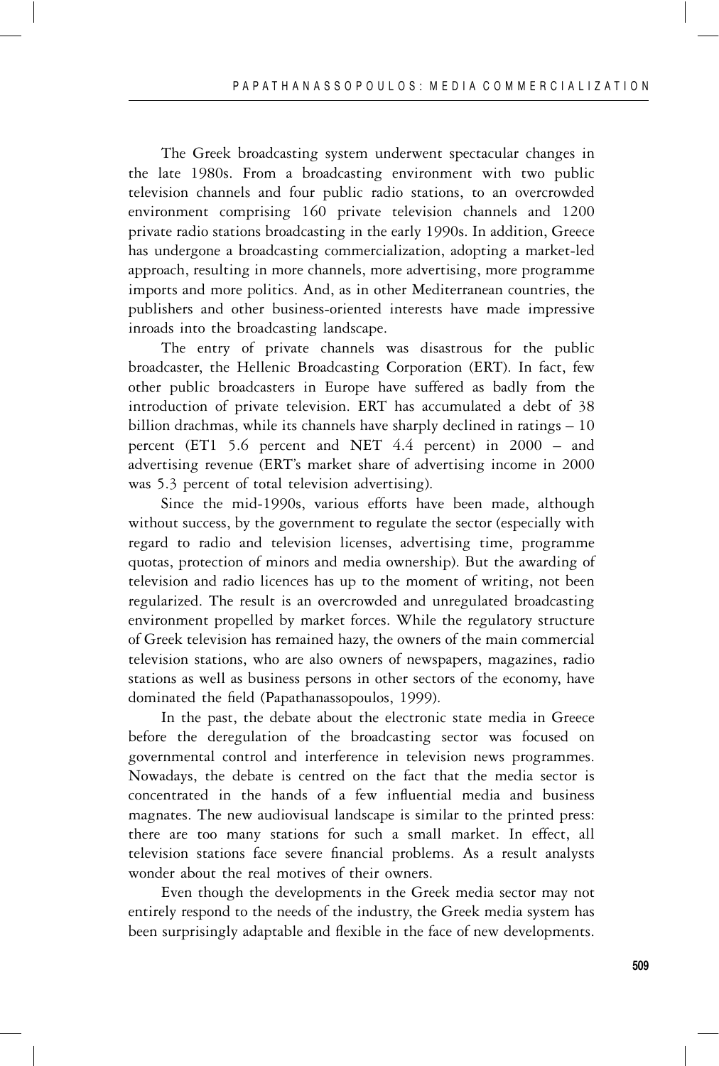The Greek broadcasting system underwent spectacular changes in the late 1980s. From a broadcasting environment with two public television channels and four public radio stations, to an overcrowded environment comprising 160 private television channels and 1200 private radio stations broadcasting in the early 1990s. In addition, Greece has undergone a broadcasting commercialization, adopting a market-led approach, resulting in more channels, more advertising, more programme imports and more politics. And, as in other Mediterranean countries, the publishers and other business-oriented interests have made impressive inroads into the broadcasting landscape.

The entry of private channels was disastrous for the public broadcaster, the Hellenic Broadcasting Corporation (ERT). In fact, few other public broadcasters in Europe have suffered as badly from the introduction of private television. ERT has accumulated a debt of 38 billion drachmas, while its channels have sharply declined in ratings – 10 percent (ET1 5.6 percent and NET 4.4 percent) in 2000 – and advertising revenue (ERT's market share of advertising income in 2000 was 5.3 percent of total television advertising).

Since the mid-1990s, various efforts have been made, although without success, by the government to regulate the sector (especially with regard to radio and television licenses, advertising time, programme quotas, protection of minors and media ownership). But the awarding of television and radio licences has up to the moment of writing, not been regularized. The result is an overcrowded and unregulated broadcasting environment propelled by market forces. While the regulatory structure of Greek television has remained hazy, the owners of the main commercial television stations, who are also owners of newspapers, magazines, radio stations as well as business persons in other sectors of the economy, have dominated the field (Papathanassopoulos, 1999).

In the past, the debate about the electronic state media in Greece before the deregulation of the broadcasting sector was focused on governmental control and interference in television news programmes. Nowadays, the debate is centred on the fact that the media sector is concentrated in the hands of a few influential media and business magnates. The new audiovisual landscape is similar to the printed press: there are too many stations for such a small market. In effect, all television stations face severe financial problems. As a result analysts wonder about the real motives of their owners.

Even though the developments in the Greek media sector may not entirely respond to the needs of the industry, the Greek media system has been surprisingly adaptable and flexible in the face of new developments.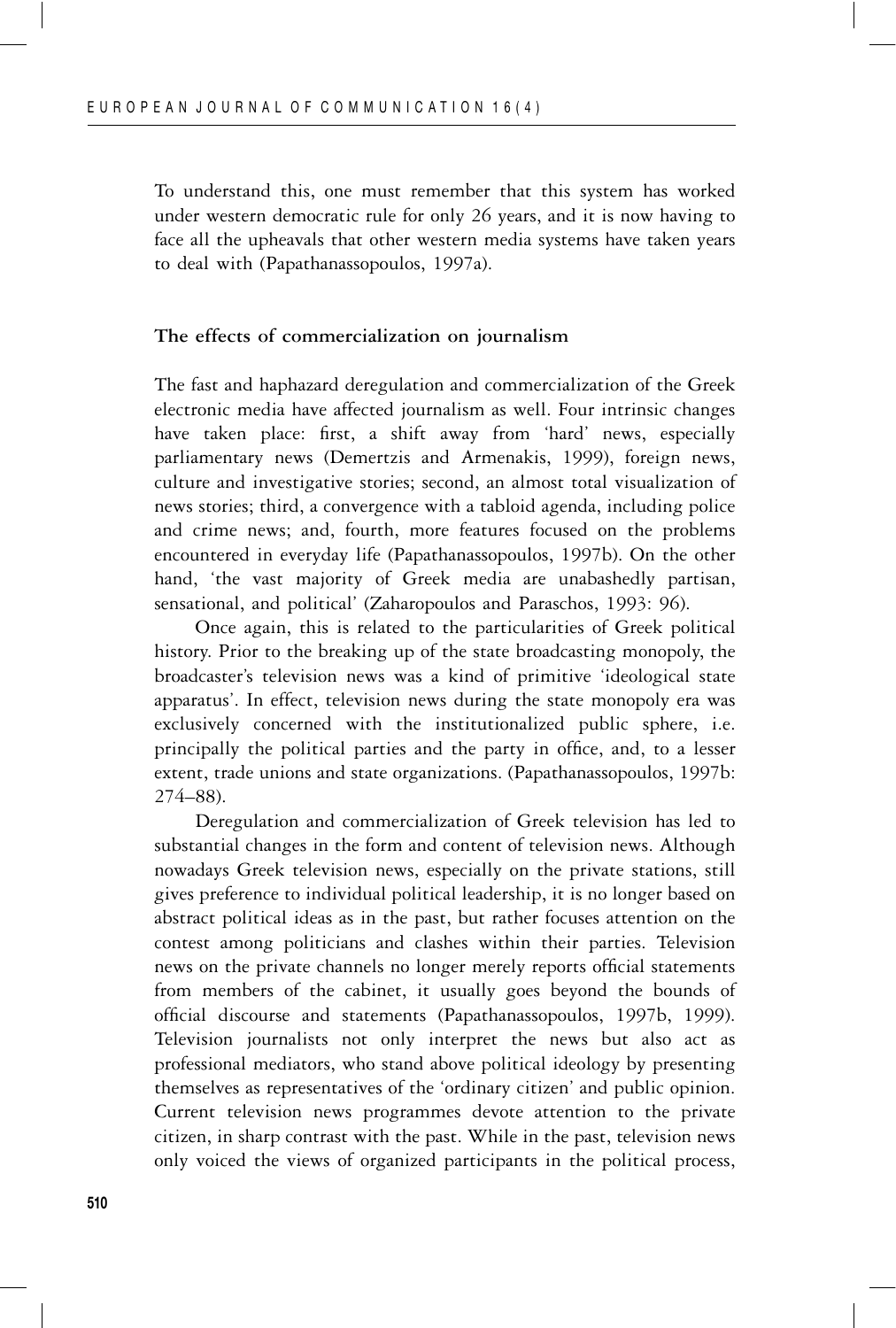To understand this, one must remember that this system has worked under western democratic rule for only 26 years, and it is now having to face all the upheavals that other western media systems have taken years to deal with (Papathanassopoulos, 1997a).

## The effects of commercialization on journalism

The fast and haphazard deregulation and commercialization of the Greek electronic media have affected journalism as well. Four intrinsic changes have taken place: first, a shift away from 'hard' news, especially parliamentary news (Demertzis and Armenakis, 1999), foreign news, culture and investigative stories; second, an almost total visualization of news stories; third, a convergence with a tabloid agenda, including police and crime news; and, fourth, more features focused on the problems encountered in everyday life (Papathanassopoulos, 1997b). On the other hand, 'the vast majority of Greek media are unabashedly partisan, sensational, and political' (Zaharopoulos and Paraschos, 1993: 96).

Once again, this is related to the particularities of Greek political history. Prior to the breaking up of the state broadcasting monopoly, the broadcaster's television news was a kind of primitive 'ideological state apparatus'. In effect, television news during the state monopoly era was exclusively concerned with the institutionalized public sphere, i.e. principally the political parties and the party in office, and, to a lesser extent, trade unions and state organizations. (Papathanassopoulos, 1997b: 274–88).

Deregulation and commercialization of Greek television has led to substantial changes in the form and content of television news. Although nowadays Greek television news, especially on the private stations, still gives preference to individual political leadership, it is no longer based on abstract political ideas as in the past, but rather focuses attention on the contest among politicians and clashes within their parties. Television news on the private channels no longer merely reports official statements from members of the cabinet, it usually goes beyond the bounds of official discourse and statements (Papathanassopoulos, 1997b, 1999). Television journalists not only interpret the news but also act as professional mediators, who stand above political ideology by presenting themselves as representatives of the 'ordinary citizen' and public opinion. Current television news programmes devote attention to the private citizen, in sharp contrast with the past. While in the past, television news only voiced the views of organized participants in the political process,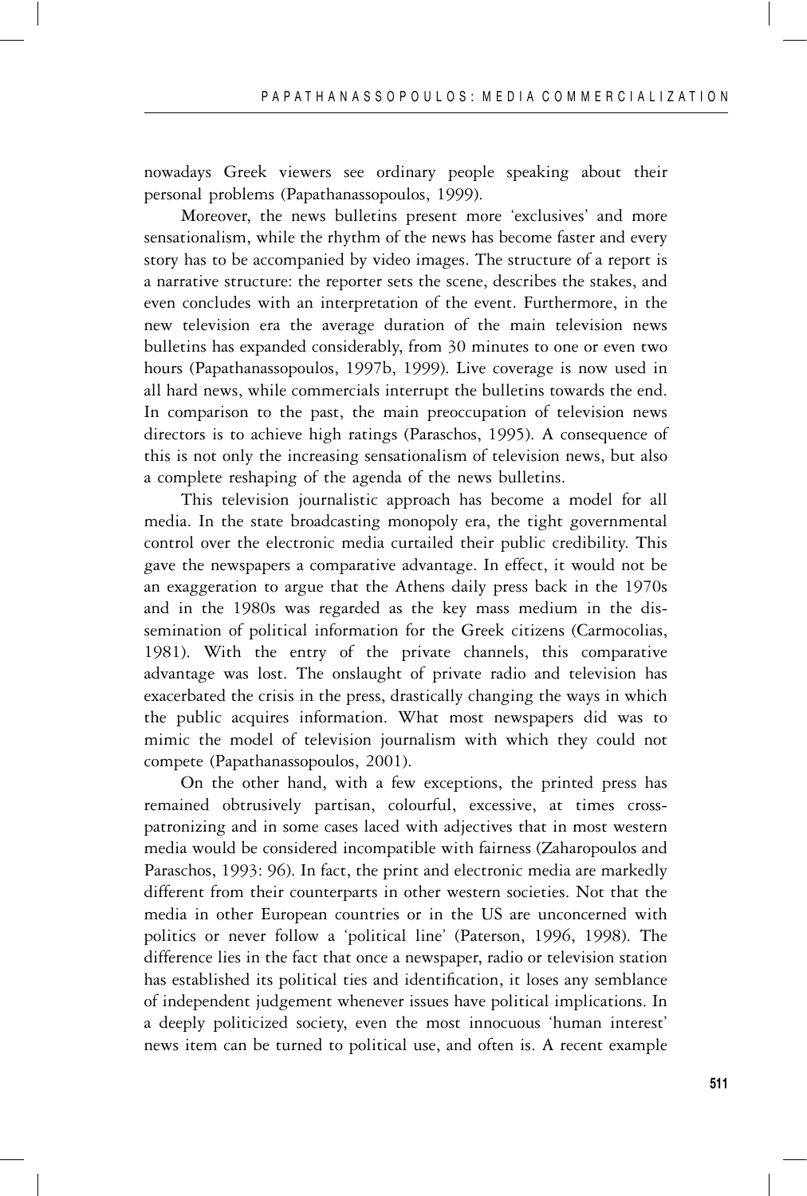nowadays Greek viewers see ordinary people speaking about their personal problems (Papathanassopoulos, 1999).

Moreover, the news bulletins present more 'exclusives' and more sensationalism, while the rhythm of the news has become faster and every story has to be accompanied by video images. The structure of a report is a narrative structure: the reporter sets the scene, describes the stakes, and even concludes with an interpretation of the event. Furthermore, in the new television era the average duration of the main television news bulletins has expanded considerably, from 30 minutes to one or even two hours (Papathanassopoulos, 1997b, 1999). Live coverage is now used in all hard news, while commercials interrupt the bulletins towards the end. In comparison to the past, the main preoccupation of television news directors is to achieve high ratings (Paraschos, 1995). A consequence of this is not only the increasing sensationalism of television news, but also a complete reshaping of the agenda of the news bulletins.

This television journalistic approach has become a model for all media. In the state broadcasting monopoly era, the tight governmental control over the electronic media curtailed their public credibility. This gave the newspapers a comparative advantage. In effect, it would not be an exaggeration to argue that the Athens daily press back in the 1970s and in the 1980s was regarded as the key mass medium in the dissemination of political information for the Greek citizens (Carmocolias, 1981). With the entry of the private channels, this comparative advantage was lost. The onslaught of private radio and television has exacerbated the crisis in the press, drastically changing the ways in which the public acquires information. What most newspapers did was to mimic the model of television journalism with which they could not compete (Papathanassopoulos, 2001).

On the other hand, with a few exceptions, the printed press has remained obtrusively partisan, colourful, excessive, at times cross-patronizing and in some cases laced with adjectives that in most western media would be considered incompatible with fairness (Zaharopoulos and Paraschos, 1993: 96). In fact, the print and electronic media are markedly different from their counterparts in other western societies. Not that the media in other European countries or in the US are unconcerned with politics or never follow a 'political line' (Paterson, 1996, 1998). The difference lies in the fact that once a newspaper, radio or television station has established its political ties and identification, it loses any semblance of independent judgement whenever issues have political implications. In a deeply politicized society, even the most innocuous 'human interest' news item can be turned to political use, and often is. A recent example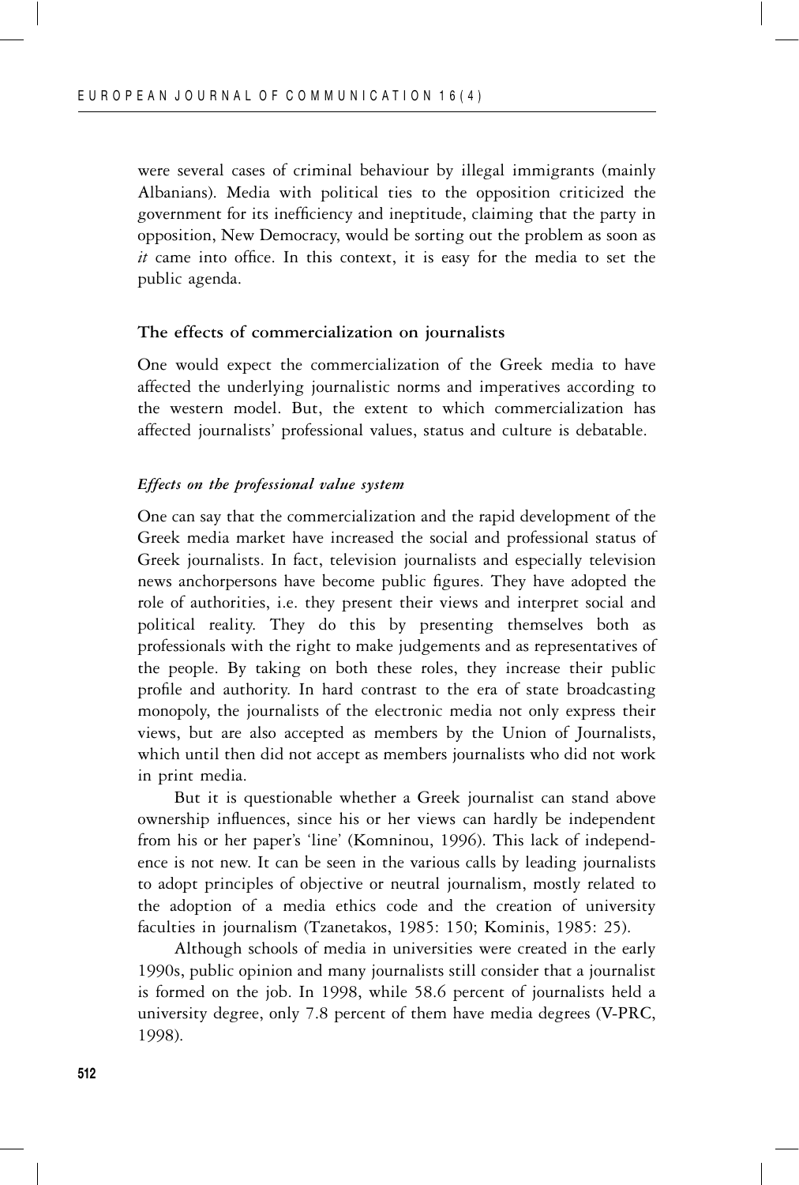were several cases of criminal behaviour by illegal immigrants (mainly Albanians). Media with political ties to the opposition criticized the government for its inefficiency and ineptitude, claiming that the party in opposition, New Democracy, would be sorting out the problem as soon as *it* came into office. In this context, it is easy for the media to set the public agenda.

## The effects of commercialization on journalists

One would expect the commercialization of the Greek media to have affected the underlying journalistic norms and imperatives according to the western model. But, the extent to which commercialization has affected journalists' professional values, status and culture is debatable.

### *Effects on the professional value system*

One can say that the commercialization and the rapid development of the Greek media market have increased the social and professional status of Greek journalists. In fact, television journalists and especially television news anchorpersons have become public figures. They have adopted the role of authorities, i.e. they present their views and interpret social and political reality. They do this by presenting themselves both as professionals with the right to make judgements and as representatives of the people. By taking on both these roles, they increase their public profile and authority. In hard contrast to the era of state broadcasting monopoly, the journalists of the electronic media not only express their views, but are also accepted as members by the Union of Journalists, which until then did not accept as members journalists who did not work in print media.

But it is questionable whether a Greek journalist can stand above ownership influences, since his or her views can hardly be independent from his or her paper's 'line' (Komninou, 1996). This lack of independence is not new. It can be seen in the various calls by leading journalists to adopt principles of objective or neutral journalism, mostly related to the adoption of a media ethics code and the creation of university faculties in journalism (Tzanetakos, 1985: 150; Kominis, 1985: 25).

Although schools of media in universities were created in the early 1990s, public opinion and many journalists still consider that a journalist is formed on the job. In 1998, while 58.6 percent of journalists held a university degree, only 7.8 percent of them have media degrees (V-PRC, 1998).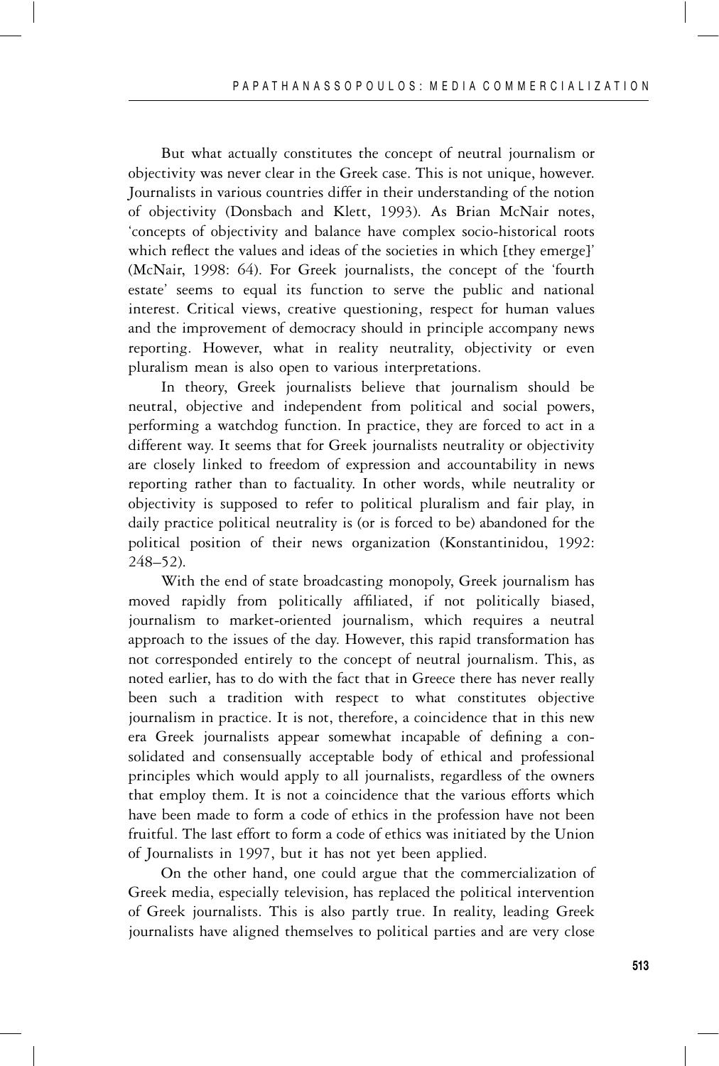But what actually constitutes the concept of neutral journalism or objectivity was never clear in the Greek case. This is not unique, however. Journalists in various countries differ in their understanding of the notion of objectivity (Donsbach and Klett, 1993). As Brian McNair notes, 'concepts of objectivity and balance have complex socio-historical roots which reflect the values and ideas of the societies in which [they emerge]' (McNair, 1998: 64). For Greek journalists, the concept of the 'fourth estate' seems to equal its function to serve the public and national interest. Critical views, creative questioning, respect for human values and the improvement of democracy should in principle accompany news reporting. However, what in reality neutrality, objectivity or even pluralism mean is also open to various interpretations.

In theory, Greek journalists believe that journalism should be neutral, objective and independent from political and social powers, performing a watchdog function. In practice, they are forced to act in a different way. It seems that for Greek journalists neutrality or objectivity are closely linked to freedom of expression and accountability in news reporting rather than to factuality. In other words, while neutrality or objectivity is supposed to refer to political pluralism and fair play, in daily practice political neutrality is (or is forced to be) abandoned for the political position of their news organization (Konstantinidou, 1992: 248–52).

With the end of state broadcasting monopoly, Greek journalism has moved rapidly from politically affiliated, if not politically biased, journalism to market-oriented journalism, which requires a neutral approach to the issues of the day. However, this rapid transformation has not corresponded entirely to the concept of neutral journalism. This, as noted earlier, has to do with the fact that in Greece there has never really been such a tradition with respect to what constitutes objective journalism in practice. It is not, therefore, a coincidence that in this new era Greek journalists appear somewhat incapable of defining a consolidated and consensually acceptable body of ethical and professional principles which would apply to all journalists, regardless of the owners that employ them. It is not a coincidence that the various efforts which have been made to form a code of ethics in the profession have not been fruitful. The last effort to form a code of ethics was initiated by the Union of Journalists in 1997, but it has not yet been applied.

On the other hand, one could argue that the commercialization of Greek media, especially television, has replaced the political intervention of Greek journalists. This is also partly true. In reality, leading Greek journalists have aligned themselves to political parties and are very close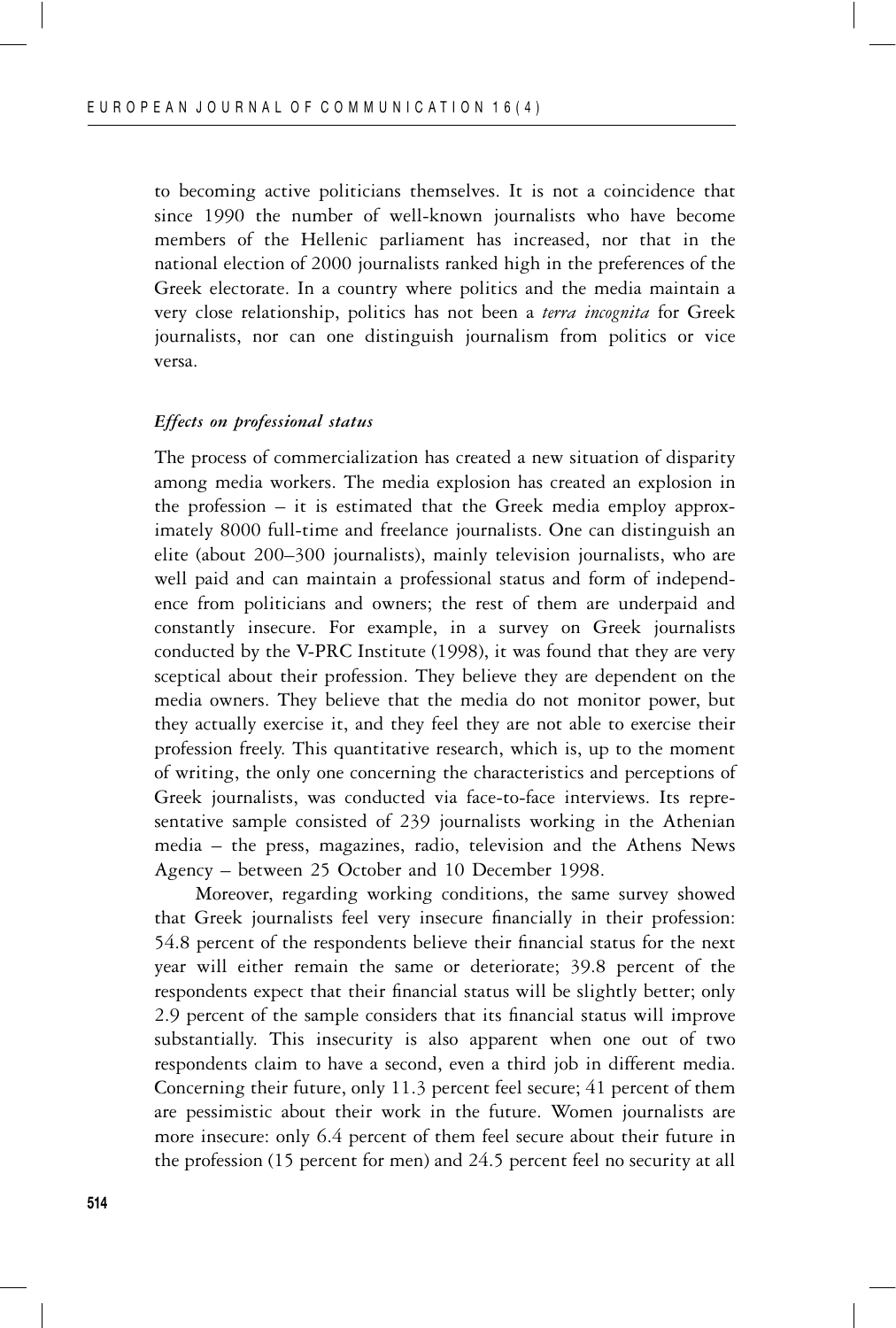to becoming active politicians themselves. It is not a coincidence that since 1990 the number of well-known journalists who have become members of the Hellenic parliament has increased, nor that in the national election of 2000 journalists ranked high in the preferences of the Greek electorate. In a country where politics and the media maintain a very close relationship, politics has not been a *terra incognita* for Greek journalists, nor can one distinguish journalism from politics or vice versa.

### *Effects on professional status*

The process of commercialization has created a new situation of disparity among media workers. The media explosion has created an explosion in the profession – it is estimated that the Greek media employ approximately 8000 full-time and freelance journalists. One can distinguish an elite (about 200–300 journalists), mainly television journalists, who are well paid and can maintain a professional status and form of independence from politicians and owners; the rest of them are underpaid and constantly insecure. For example, in a survey on Greek journalists conducted by the V-PRC Institute (1998), it was found that they are very sceptical about their profession. They believe they are dependent on the media owners. They believe that the media do not monitor power, but they actually exercise it, and they feel they are not able to exercise their profession freely. This quantitative research, which is, up to the moment of writing, the only one concerning the characteristics and perceptions of Greek journalists, was conducted via face-to-face interviews. Its representative sample consisted of 239 journalists working in the Athenian media – the press, magazines, radio, television and the Athens News Agency – between 25 October and 10 December 1998.

Moreover, regarding working conditions, the same survey showed that Greek journalists feel very insecure financially in their profession: 54.8 percent of the respondents believe their financial status for the next year will either remain the same or deteriorate; 39.8 percent of the respondents expect that their financial status will be slightly better; only 2.9 percent of the sample considers that its financial status will improve substantially. This insecurity is also apparent when one out of two respondents claim to have a second, even a third job in different media. Concerning their future, only 11.3 percent feel secure; 41 percent of them are pessimistic about their work in the future. Women journalists are more insecure: only 6.4 percent of them feel secure about their future in the profession (15 percent for men) and 24.5 percent feel no security at all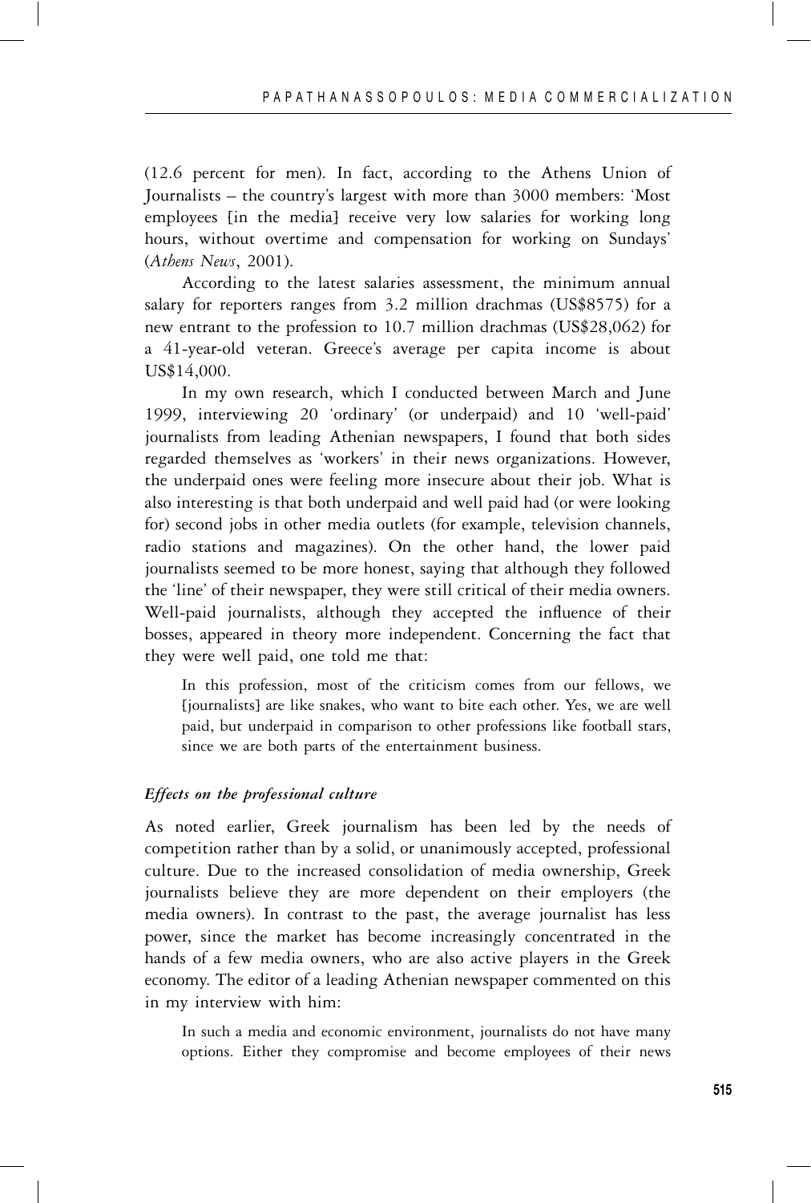(12.6 percent for men). In fact, according to the Athens Union of Journalists – the country's largest with more than 3000 members: 'Most employees [in the media] receive very low salaries for working long hours, without overtime and compensation for working on Sundays' (*Athens News*, 2001).

According to the latest salaries assessment, the minimum annual salary for reporters ranges from 3.2 million drachmas (US$8575) for a new entrant to the profession to 10.7 million drachmas (US$28,062) for a 41-year-old veteran. Greece's average per capita income is about US$14,000.

In my own research, which I conducted between March and June 1999, interviewing 20 'ordinary' (or underpaid) and 10 'well-paid' journalists from leading Athenian newspapers, I found that both sides regarded themselves as 'workers' in their news organizations. However, the underpaid ones were feeling more insecure about their job. What is also interesting is that both underpaid and well paid had (or were looking for) second jobs in other media outlets (for example, television channels, radio stations and magazines). On the other hand, the lower paid journalists seemed to be more honest, saying that although they followed the 'line' of their newspaper, they were still critical of their media owners. Well-paid journalists, although they accepted the influence of their bosses, appeared in theory more independent. Concerning the fact that they were well paid, one told me that:

> In this profession, most of the criticism comes from our fellows, we [journalists] are like snakes, who want to bite each other. Yes, we are well paid, but underpaid in comparison to other professions like football stars, since we are both parts of the entertainment business.

### *Effects on the professional culture*

As noted earlier, Greek journalism has been led by the needs of competition rather than by a solid, or unanimously accepted, professional culture. Due to the increased consolidation of media ownership, Greek journalists believe they are more dependent on their employers (the media owners). In contrast to the past, the average journalist has less power, since the market has become increasingly concentrated in the hands of a few media owners, who are also active players in the Greek economy. The editor of a leading Athenian newspaper commented on this in my interview with him:

> In such a media and economic environment, journalists do not have many options. Either they compromise and become employees of their news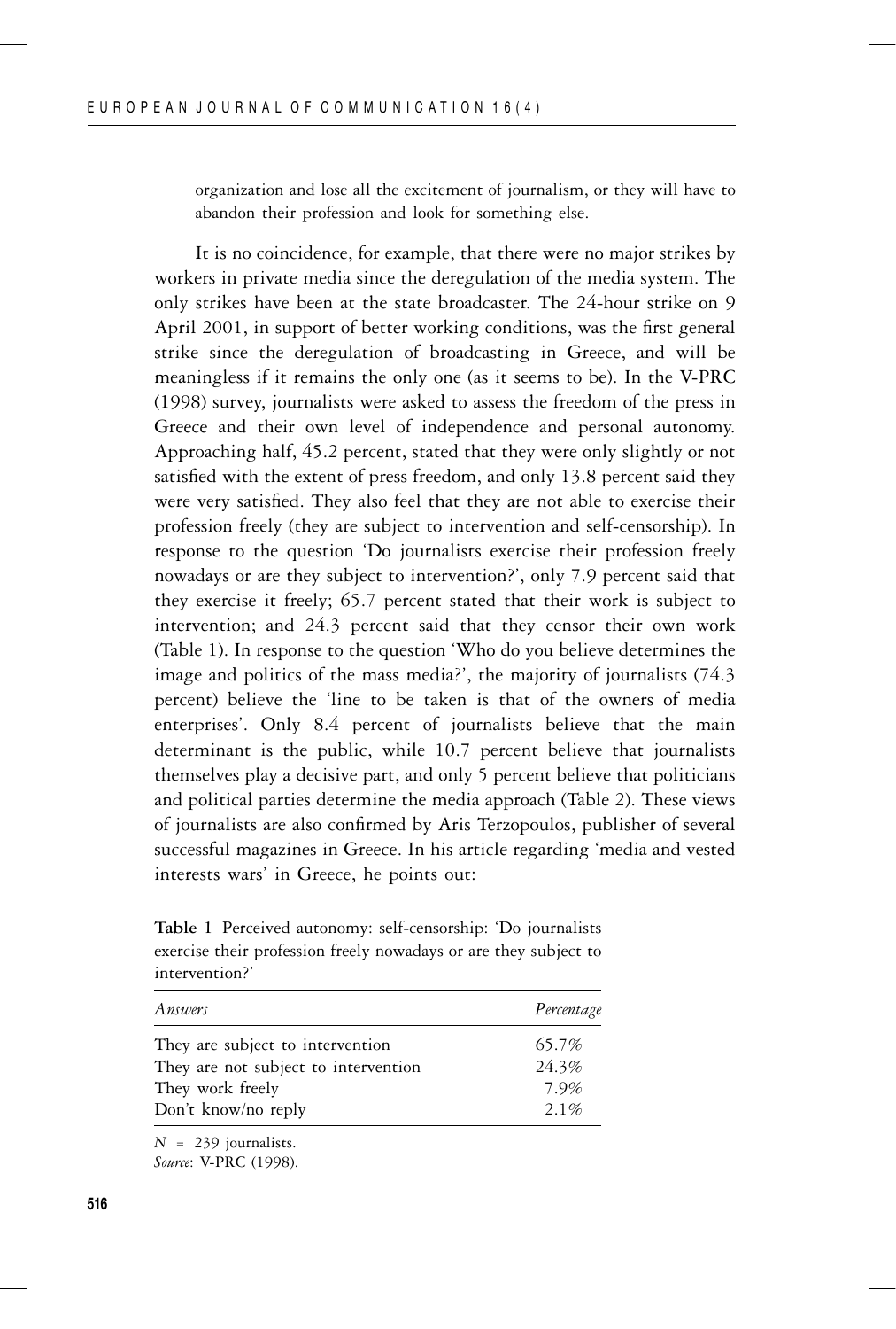organization and lose all the excitement of journalism, or they will have to abandon their profession and look for something else.

It is no coincidence, for example, that there were no major strikes by workers in private media since the deregulation of the media system. The only strikes have been at the state broadcaster. The 24-hour strike on 9 April 2001, in support of better working conditions, was the first general strike since the deregulation of broadcasting in Greece, and will be meaningless if it remains the only one (as it seems to be). In the V-PRC (1998) survey, journalists were asked to assess the freedom of the press in Greece and their own level of independence and personal autonomy. Approaching half, 45.2 percent, stated that they were only slightly or not satisfied with the extent of press freedom, and only 13.8 percent said they were very satisfied. They also feel that they are not able to exercise their profession freely (they are subject to intervention and self-censorship). In response to the question 'Do journalists exercise their profession freely nowadays or are they subject to intervention?', only 7.9 percent said that they exercise it freely; 65.7 percent stated that their work is subject to intervention; and 24.3 percent said that they censor their own work (Table 1). In response to the question 'Who do you believe determines the image and politics of the mass media?', the majority of journalists (74.3 percent) believe the 'line to be taken is that of the owners of media enterprises'. Only 8.4 percent of journalists believe that the main determinant is the public, while 10.7 percent believe that journalists themselves play a decisive part, and only 5 percent believe that politicians and political parties determine the media approach (Table 2). These views of journalists are also confirmed by Aris Terzopoulos, publisher of several successful magazines in Greece. In his article regarding 'media and vested interests wars' in Greece, he points out:

**Table 1** Perceived autonomy: self-censorship: 'Do journalists exercise their profession freely nowadays or are they subject to intervention?'

| *Answers* | *Percentage* |
|---|---|
| They are subject to intervention | 65.7% |
| They are not subject to intervention | 24.3% |
| They work freely | 7.9% |
| Don't know/no reply | 2.1% |

$N$ = 239 journalists.
*Source*: V-PRC (1998).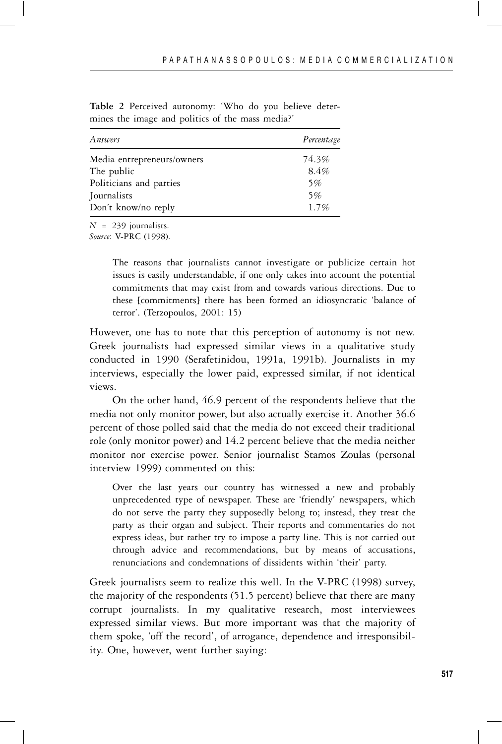**Table 2** Perceived autonomy: 'Who do you believe determines the image and politics of the mass media?'

| *Answers* | *Percentage* |
|---|---|
| Media entrepreneurs/owners | 74.3% |
| The public | 8.4% |
| Politicians and parties | 5% |
| Journalists | 5% |
| Don't know/no reply | 1.7% |

$N$ = 239 journalists.
*Source*: V-PRC (1998).

> The reasons that journalists cannot investigate or publicize certain hot issues is easily understandable, if one only takes into account the potential commitments that may exist from and towards various directions. Due to these [commitments] there has been formed an idiosyncratic 'balance of terror'. (Terzopoulos, 2001: 15)

However, one has to note that this perception of autonomy is not new. Greek journalists had expressed similar views in a qualitative study conducted in 1990 (Serafetinidou, 1991a, 1991b). Journalists in my interviews, especially the lower paid, expressed similar, if not identical views.

On the other hand, 46.9 percent of the respondents believe that the media not only monitor power, but also actually exercise it. Another 36.6 percent of those polled said that the media do not exceed their traditional role (only monitor power) and 14.2 percent believe that the media neither monitor nor exercise power. Senior journalist Stamos Zoulas (personal interview 1999) commented on this:

> Over the last years our country has witnessed a new and probably unprecedented type of newspaper. These are 'friendly' newspapers, which do not serve the party they supposedly belong to; instead, they treat the party as their organ and subject. Their reports and commentaries do not express ideas, but rather try to impose a party line. This is not carried out through advice and recommendations, but by means of accusations, renunciations and condemnations of dissidents within 'their' party.

Greek journalists seem to realize this well. In the V-PRC (1998) survey, the majority of the respondents (51.5 percent) believe that there are many corrupt journalists. In my qualitative research, most interviewees expressed similar views. But more important was that the majority of them spoke, 'off the record', of arrogance, dependence and irresponsibility. One, however, went further saying: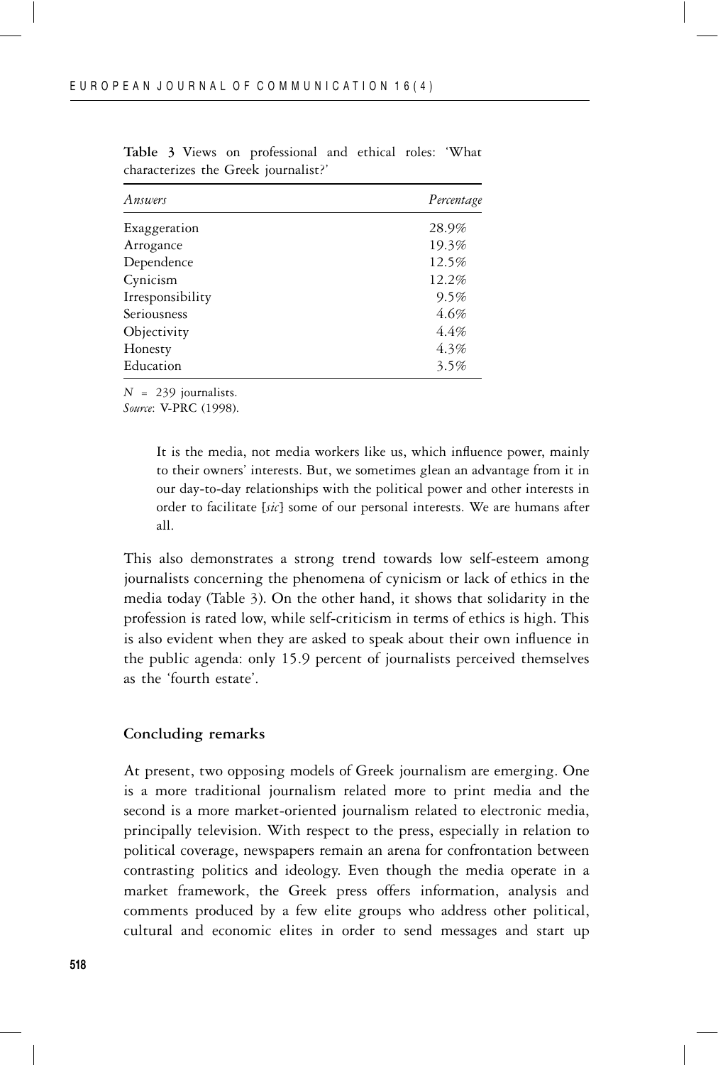**Table 3** Views on professional and ethical roles: 'What characterizes the Greek journalist?'

| *Answers* | *Percentage* |
|---|---|
| Exaggeration | 28.9% |
| Arrogance | 19.3% |
| Dependence | 12.5% |
| Cynicism | 12.2% |
| Irresponsibility | 9.5% |
| Seriousness | 4.6% |
| Objectivity | 4.4% |
| Honesty | 4.3% |
| Education | 3.5% |

$N$ = 239 journalists.
*Source*: V-PRC (1998).

> It is the media, not media workers like us, which influence power, mainly to their owners' interests. But, we sometimes glean an advantage from it in our day-to-day relationships with the political power and other interests in order to facilitate [*sic*] some of our personal interests. We are humans after all.

This also demonstrates a strong trend towards low self-esteem among journalists concerning the phenomena of cynicism or lack of ethics in the media today (Table 3). On the other hand, it shows that solidarity in the profession is rated low, while self-criticism in terms of ethics is high. This is also evident when they are asked to speak about their own influence in the public agenda: only 15.9 percent of journalists perceived themselves as the 'fourth estate'.

## Concluding remarks

At present, two opposing models of Greek journalism are emerging. One is a more traditional journalism related more to print media and the second is a more market-oriented journalism related to electronic media, principally television. With respect to the press, especially in relation to political coverage, newspapers remain an arena for confrontation between contrasting politics and ideology. Even though the media operate in a market framework, the Greek press offers information, analysis and comments produced by a few elite groups who address other political, cultural and economic elites in order to send messages and start up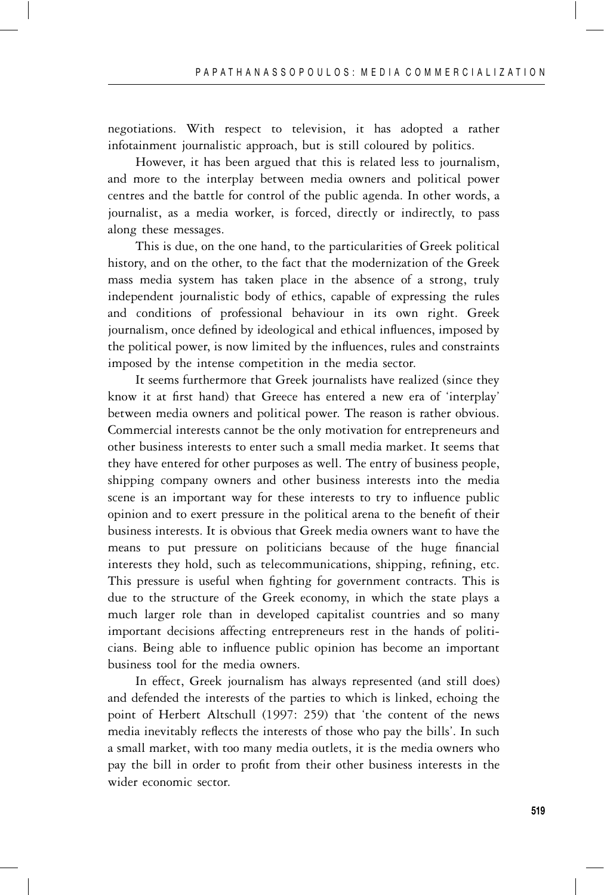negotiations. With respect to television, it has adopted a rather infotainment journalistic approach, but is still coloured by politics.

However, it has been argued that this is related less to journalism, and more to the interplay between media owners and political power centres and the battle for control of the public agenda. In other words, a journalist, as a media worker, is forced, directly or indirectly, to pass along these messages.

This is due, on the one hand, to the particularities of Greek political history, and on the other, to the fact that the modernization of the Greek mass media system has taken place in the absence of a strong, truly independent journalistic body of ethics, capable of expressing the rules and conditions of professional behaviour in its own right. Greek journalism, once defined by ideological and ethical influences, imposed by the political power, is now limited by the influences, rules and constraints imposed by the intense competition in the media sector.

It seems furthermore that Greek journalists have realized (since they know it at first hand) that Greece has entered a new era of 'interplay' between media owners and political power. The reason is rather obvious. Commercial interests cannot be the only motivation for entrepreneurs and other business interests to enter such a small media market. It seems that they have entered for other purposes as well. The entry of business people, shipping company owners and other business interests into the media scene is an important way for these interests to try to influence public opinion and to exert pressure in the political arena to the benefit of their business interests. It is obvious that Greek media owners want to have the means to put pressure on politicians because of the huge financial interests they hold, such as telecommunications, shipping, refining, etc. This pressure is useful when fighting for government contracts. This is due to the structure of the Greek economy, in which the state plays a much larger role than in developed capitalist countries and so many important decisions affecting entrepreneurs rest in the hands of politicians. Being able to influence public opinion has become an important business tool for the media owners.

In effect, Greek journalism has always represented (and still does) and defended the interests of the parties to which is linked, echoing the point of Herbert Altschull (1997: 259) that 'the content of the news media inevitably reflects the interests of those who pay the bills'. In such a small market, with too many media outlets, it is the media owners who pay the bill in order to profit from their other business interests in the wider economic sector.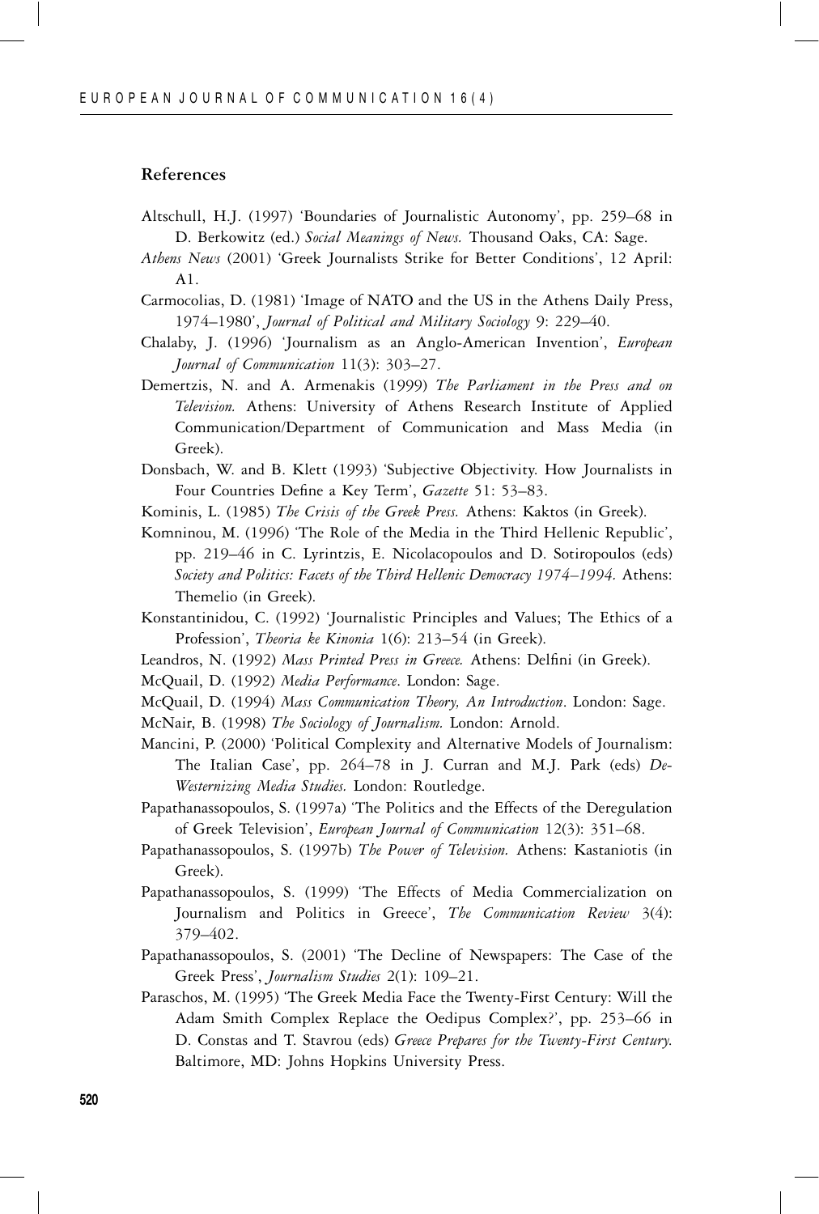## References

Altschull, H.J. (1997) 'Boundaries of Journalistic Autonomy', pp. 259–68 in D. Berkowitz (ed.) *Social Meanings of News.* Thousand Oaks, CA: Sage.

*Athens News* (2001) 'Greek Journalists Strike for Better Conditions', 12 April: A1.

Carmocolias, D. (1981) 'Image of NATO and the US in the Athens Daily Press, 1974–1980', *Journal of Political and Military Sociology* 9: 229–40.

Chalaby, J. (1996) 'Journalism as an Anglo-American Invention', *European Journal of Communication* 11(3): 303–27.

Demertzis, N. and A. Armenakis (1999) *The Parliament in the Press and on Television.* Athens: University of Athens Research Institute of Applied Communication/Department of Communication and Mass Media (in Greek).

Donsbach, W. and B. Klett (1993) 'Subjective Objectivity. How Journalists in Four Countries Define a Key Term', *Gazette* 51: 53–83.

Kominis, L. (1985) *The Crisis of the Greek Press.* Athens: Kaktos (in Greek).

Komninou, M. (1996) 'The Role of the Media in the Third Hellenic Republic', pp. 219–46 in C. Lyrintzis, E. Nicolacopoulos and D. Sotiropoulos (eds) *Society and Politics: Facets of the Third Hellenic Democracy 1974–1994.* Athens: Themelio (in Greek).

Konstantinidou, C. (1992) 'Journalistic Principles and Values; The Ethics of a Profession', *Theoria ke Kinonia* 1(6): 213–54 (in Greek).

Leandros, N. (1992) *Mass Printed Press in Greece.* Athens: Delfini (in Greek).

McQuail, D. (1992) *Media Performance*. London: Sage.

McQuail, D. (1994) *Mass Communication Theory, An Introduction*. London: Sage.

McNair, B. (1998) *The Sociology of Journalism.* London: Arnold.

Mancini, P. (2000) 'Political Complexity and Alternative Models of Journalism: The Italian Case', pp. 264–78 in J. Curran and M.J. Park (eds) *De-Westernizing Media Studies.* London: Routledge.

Papathanassopoulos, S. (1997a) 'The Politics and the Effects of the Deregulation of Greek Television', *European Journal of Communication* 12(3): 351–68.

Papathanassopoulos, S. (1997b) *The Power of Television.* Athens: Kastaniotis (in Greek).

Papathanassopoulos, S. (1999) 'The Effects of Media Commercialization on Journalism and Politics in Greece', *The Communication Review* 3(4): 379–402.

Papathanassopoulos, S. (2001) 'The Decline of Newspapers: The Case of the Greek Press', *Journalism Studies* 2(1): 109–21.

Paraschos, M. (1995) 'The Greek Media Face the Twenty-First Century: Will the Adam Smith Complex Replace the Oedipus Complex?', pp. 253–66 in D. Constas and T. Stavrou (eds) *Greece Prepares for the Twenty-First Century.* Baltimore, MD: Johns Hopkins University Press.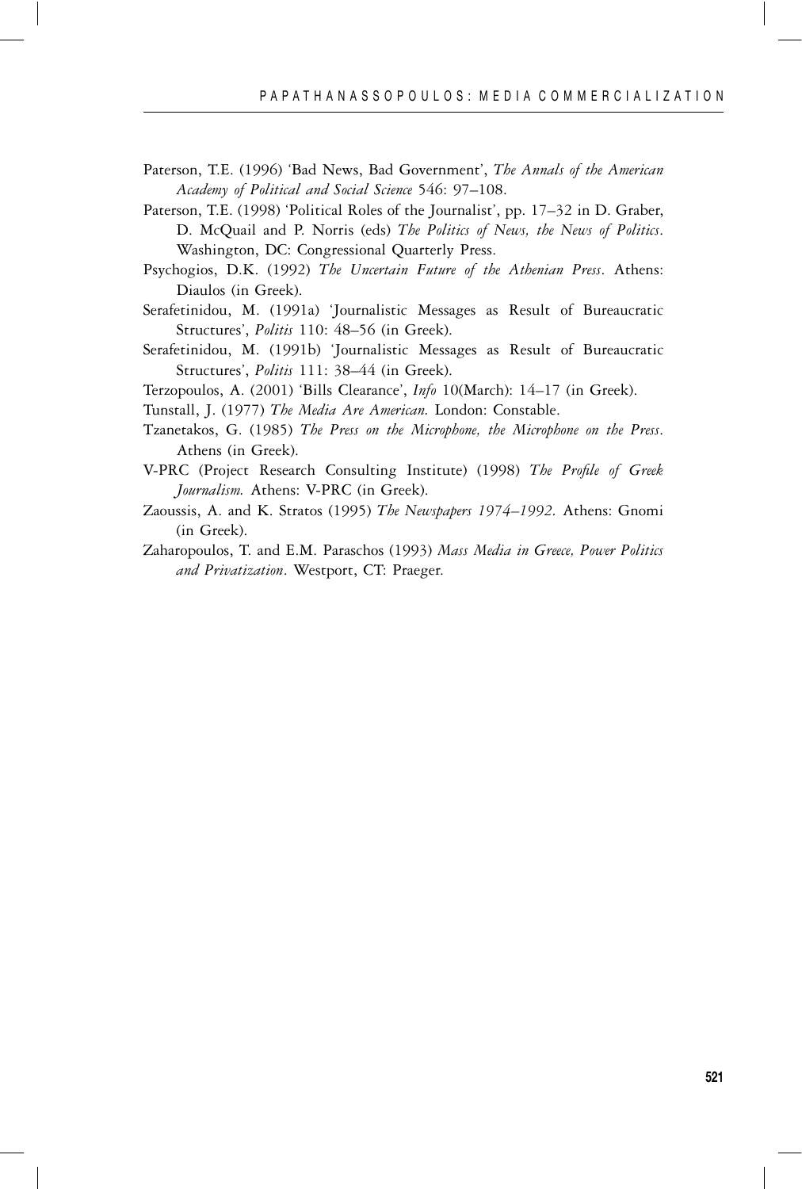Paterson, T.E. (1996) 'Bad News, Bad Government', *The Annals of the American Academy of Political and Social Science* 546: 97–108.

Paterson, T.E. (1998) 'Political Roles of the Journalist', pp. 17–32 in D. Graber, D. McQuail and P. Norris (eds) *The Politics of News, the News of Politics*. Washington, DC: Congressional Quarterly Press.

Psychogios, D.K. (1992) *The Uncertain Future of the Athenian Press*. Athens: Diaulos (in Greek).

Serafetinidou, M. (1991a) 'Journalistic Messages as Result of Bureaucratic Structures', *Politis* 110: 48–56 (in Greek).

Serafetinidou, M. (1991b) 'Journalistic Messages as Result of Bureaucratic Structures', *Politis* 111: 38–44 (in Greek).

Terzopoulos, A. (2001) 'Bills Clearance', *Info* 10(March): 14–17 (in Greek).

Tunstall, J. (1977) *The Media Are American.* London: Constable.

Tzanetakos, G. (1985) *The Press on the Microphone, the Microphone on the Press*. Athens (in Greek).

V-PRC (Project Research Consulting Institute) (1998) *The Profile of Greek Journalism.* Athens: V-PRC (in Greek).

Zaoussis, A. and K. Stratos (1995) *The Newspapers 1974–1992.* Athens: Gnomi (in Greek).

Zaharopoulos, T. and E.M. Paraschos (1993) *Mass Media in Greece, Power Politics and Privatization*. Westport, CT: Praeger.